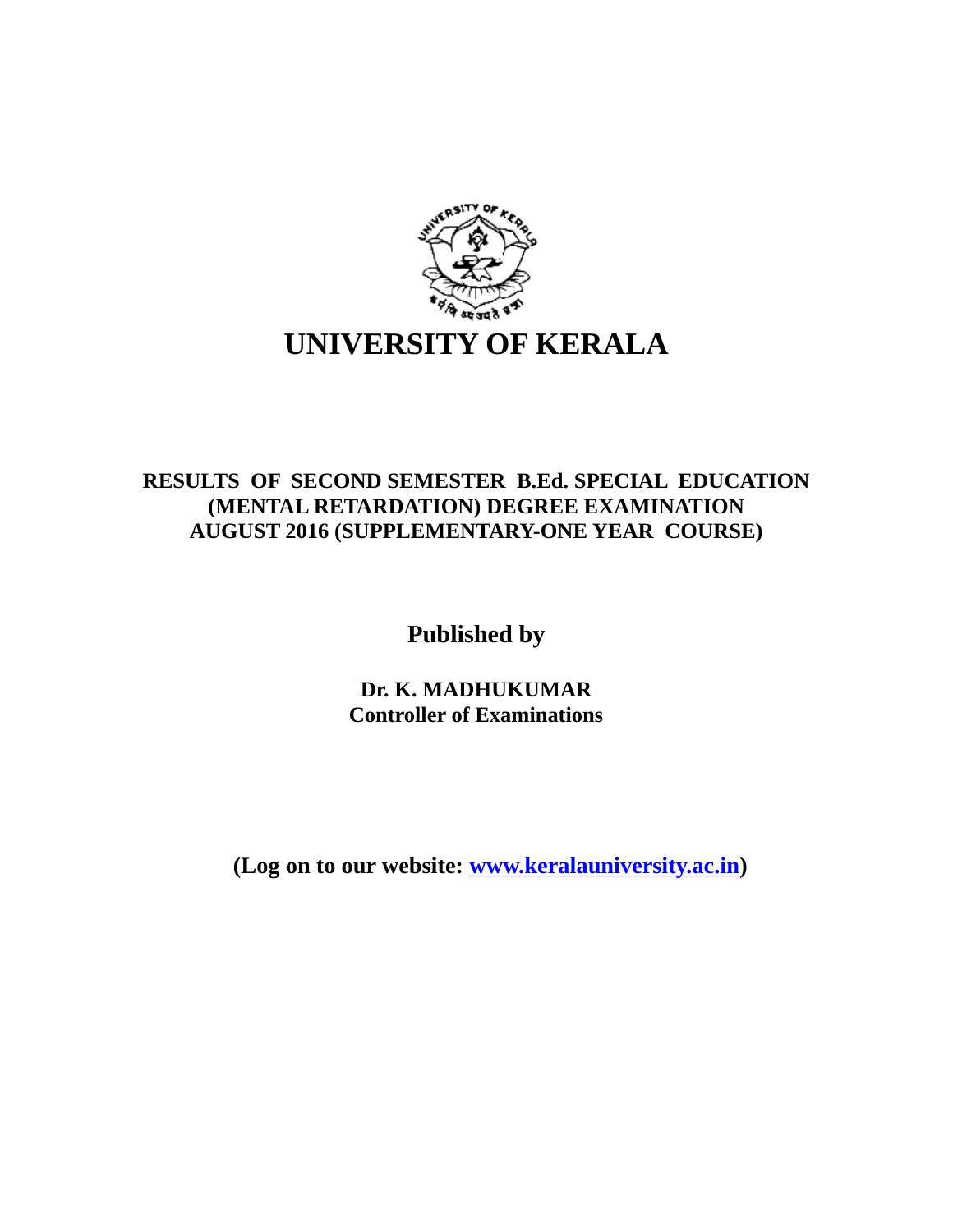# UNIVERSITY OF KERALA

**RESULTS OF SECOND SEMESTER B.Ed. SPECIAL EDUCATION (MENTAL RETARDATION) DEGREE EXAMINATION AUGUST 2016 (SUPPLEMENTARY-ONE YEAR COURSE)**

**Published by**

**Dr. K. MADHUKUMAR**
**Controller of Examinations**

**(Log on to our website: www.keralauniversity.ac.in)**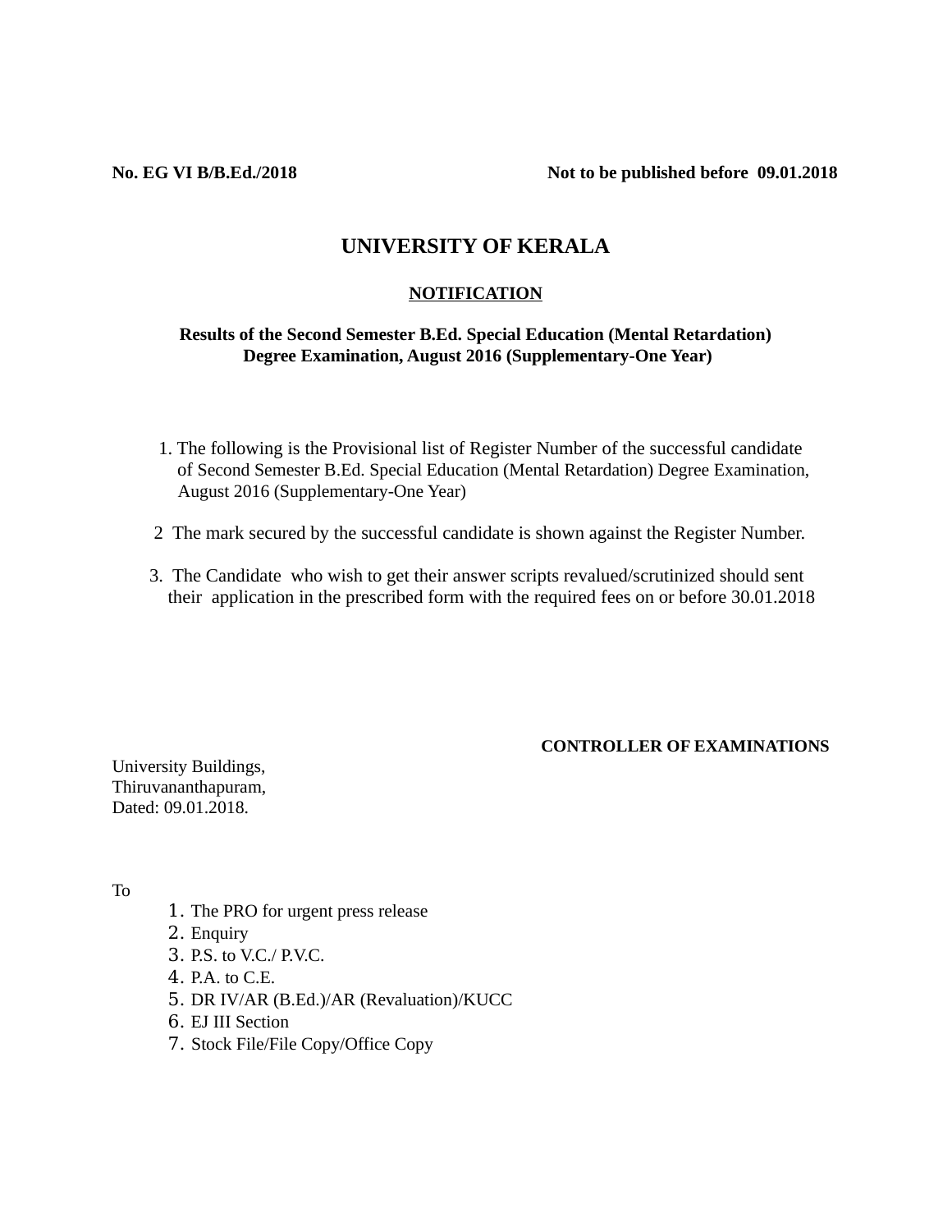**No. EG VI B/B.Ed./2018** **Not to be published before 09.01.2018**

# UNIVERSITY OF KERALA

## NOTIFICATION

**Results of the Second Semester B.Ed. Special Education (Mental Retardation) Degree Examination, August 2016 (Supplementary-One Year)**

1. The following is the Provisional list of Register Number of the successful candidate of Second Semester B.Ed. Special Education (Mental Retardation) Degree Examination, August 2016 (Supplementary-One Year)

2 The mark secured by the successful candidate is shown against the Register Number.

3. The Candidate who wish to get their answer scripts revalued/scrutinized should sent their application in the prescribed form with the required fees on or before 30.01.2018

**CONTROLLER OF EXAMINATIONS**

University Buildings,
Thiruvananthapuram,
Dated: 09.01.2018.

To

1. The PRO for urgent press release
2. Enquiry
3. P.S. to V.C./ P.V.C.
4. P.A. to C.E.
5. DR IV/AR (B.Ed.)/AR (Revaluation)/KUCC
6. EJ III Section
7. Stock File/File Copy/Office Copy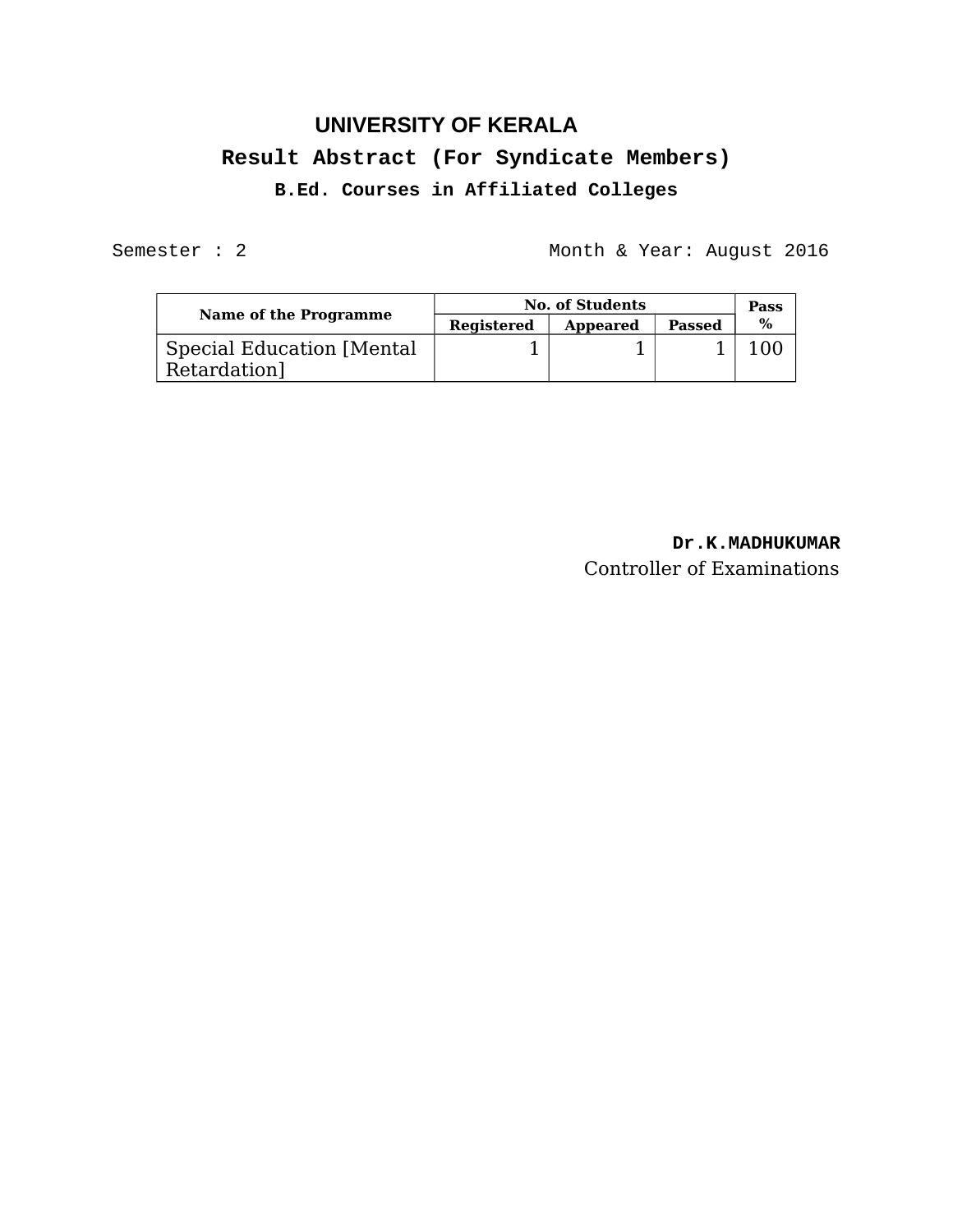# UNIVERSITY OF KERALA

## Result Abstract (For Syndicate Members)

### B.Ed. Courses in Affiliated Colleges

Semester : 2 Month & Year: August 2016

| Name of the Programme | No. of Students | | | Pass % |
|---|---|---|---|---|
| | Registered | Appeared | Passed | |
| Special Education [Mental Retardation] | 1 | 1 | 1 | 100 |

**Dr.K.MADHUKUMAR**
Controller of Examinations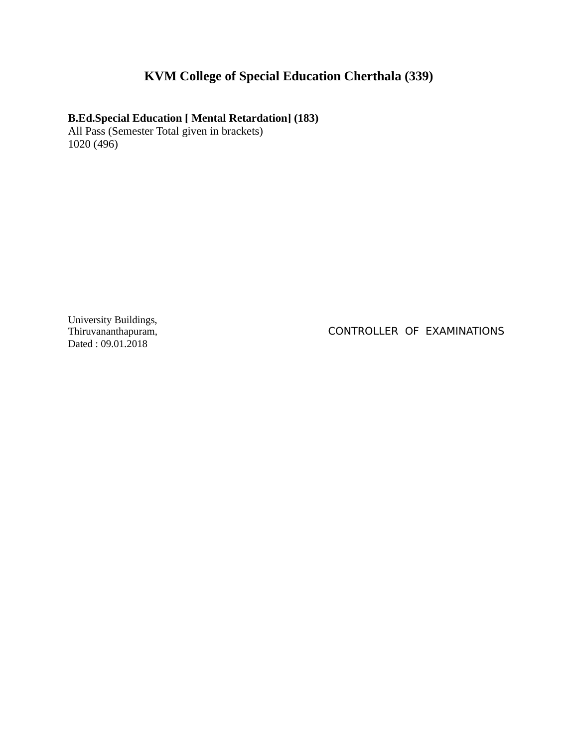## KVM College of Special Education Cherthala (339)

**B.Ed.Special Education [ Mental Retardation] (183)**
All Pass (Semester Total given in brackets)
1020 (496)

University Buildings,
Thiruvananthapuram,
Dated : 09.01.2018

CONTROLLER OF EXAMINATIONS